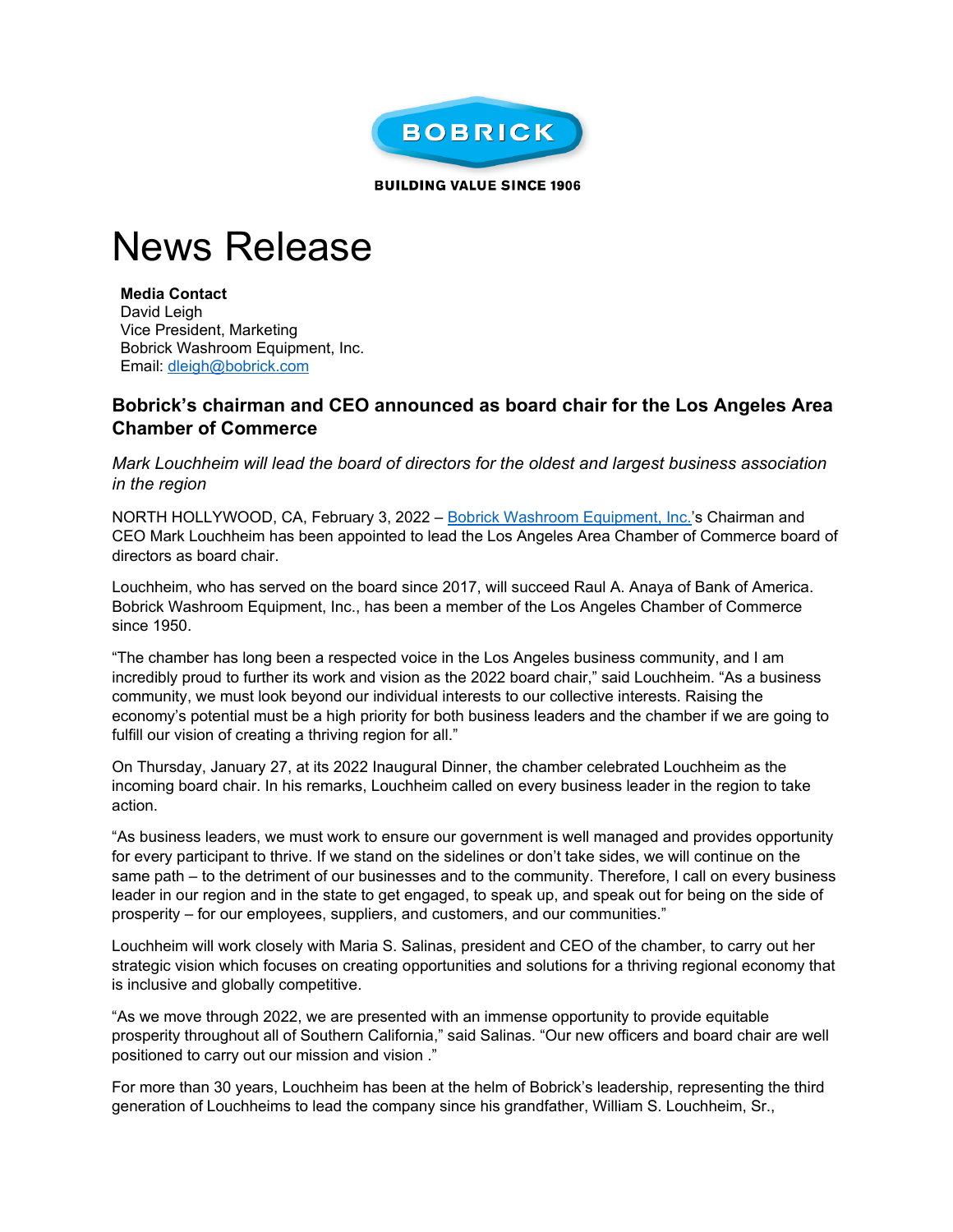BOBRICK

BUILDING VALUE SINCE 1906

# News Release

**Media Contact**
David Leigh
Vice President, Marketing
Bobrick Washroom Equipment, Inc.
Email: dleigh@bobrick.com

## Bobrick's chairman and CEO announced as board chair for the Los Angeles Area Chamber of Commerce

*Mark Louchheim will lead the board of directors for the oldest and largest business association in the region*

NORTH HOLLYWOOD, CA, February 3, 2022 – Bobrick Washroom Equipment, Inc.'s Chairman and CEO Mark Louchheim has been appointed to lead the Los Angeles Area Chamber of Commerce board of directors as board chair.

Louchheim, who has served on the board since 2017, will succeed Raul A. Anaya of Bank of America. Bobrick Washroom Equipment, Inc., has been a member of the Los Angeles Chamber of Commerce since 1950.

"The chamber has long been a respected voice in the Los Angeles business community, and I am incredibly proud to further its work and vision as the 2022 board chair," said Louchheim. "As a business community, we must look beyond our individual interests to our collective interests. Raising the economy's potential must be a high priority for both business leaders and the chamber if we are going to fulfill our vision of creating a thriving region for all."

On Thursday, January 27, at its 2022 Inaugural Dinner, the chamber celebrated Louchheim as the incoming board chair. In his remarks, Louchheim called on every business leader in the region to take action.

"As business leaders, we must work to ensure our government is well managed and provides opportunity for every participant to thrive. If we stand on the sidelines or don't take sides, we will continue on the same path – to the detriment of our businesses and to the community. Therefore, I call on every business leader in our region and in the state to get engaged, to speak up, and speak out for being on the side of prosperity – for our employees, suppliers, and customers, and our communities."

Louchheim will work closely with Maria S. Salinas, president and CEO of the chamber, to carry out her strategic vision which focuses on creating opportunities and solutions for a thriving regional economy that is inclusive and globally competitive.

"As we move through 2022, we are presented with an immense opportunity to provide equitable prosperity throughout all of Southern California," said Salinas. "Our new officers and board chair are well positioned to carry out our mission and vision ."

For more than 30 years, Louchheim has been at the helm of Bobrick's leadership, representing the third generation of Louchheims to lead the company since his grandfather, William S. Louchheim, Sr.,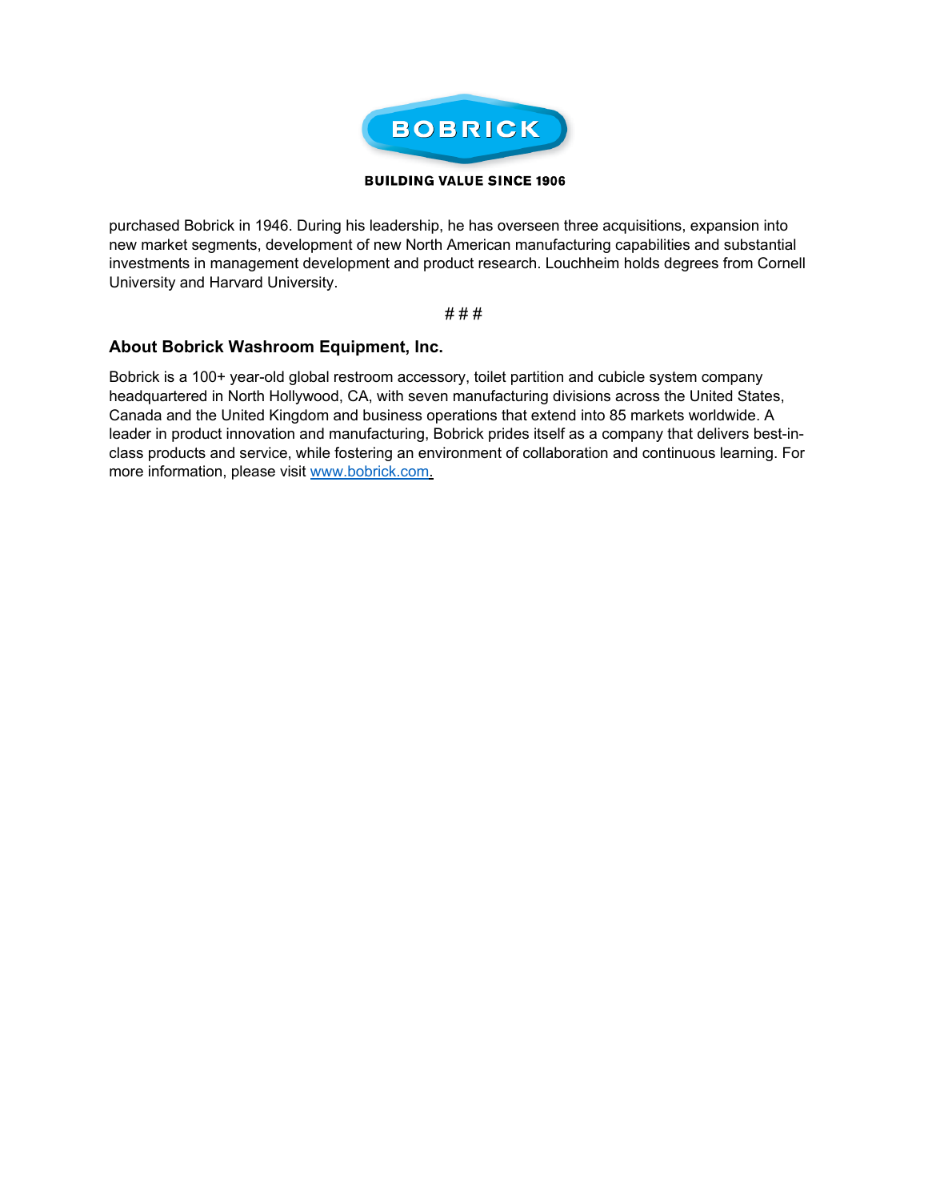purchased Bobrick in 1946. During his leadership, he has overseen three acquisitions, expansion into new market segments, development of new North American manufacturing capabilities and substantial investments in management development and product research. Louchheim holds degrees from Cornell University and Harvard University.

# # #

## About Bobrick Washroom Equipment, Inc.

Bobrick is a 100+ year-old global restroom accessory, toilet partition and cubicle system company headquartered in North Hollywood, CA, with seven manufacturing divisions across the United States, Canada and the United Kingdom and business operations that extend into 85 markets worldwide. A leader in product innovation and manufacturing, Bobrick prides itself as a company that delivers best-in-class products and service, while fostering an environment of collaboration and continuous learning. For more information, please visit [www.bobrick.com.](http://www.bobrick.com)